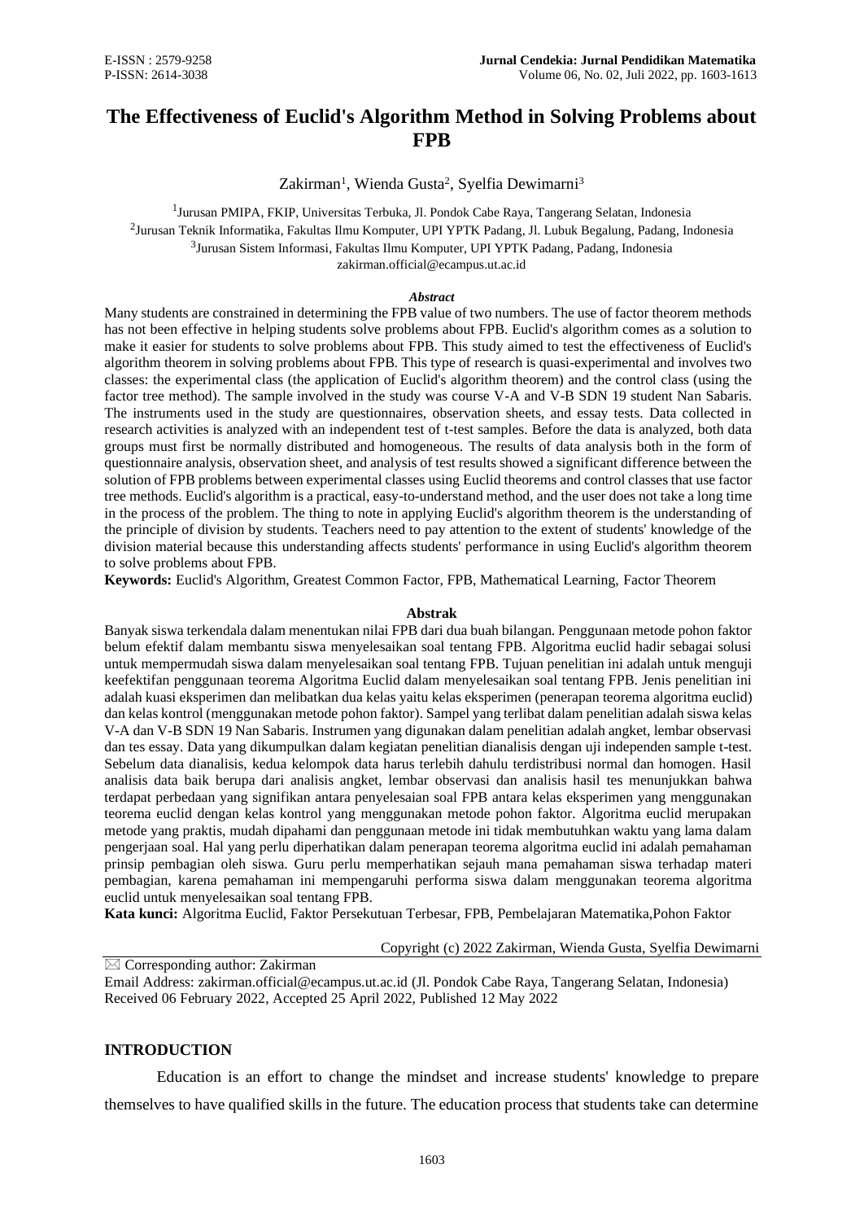# The Effectiveness of Euclid's Algorithm Method in Solving Problems about FPB

Zakirman[1], Wienda Gusta[2], Syelfia Dewimarni[3]

[1]Jurusan PMIPA, FKIP, Universitas Terbuka, Jl. Pondok Cabe Raya, Tangerang Selatan, Indonesia
[2]Jurusan Teknik Informatika, Fakultas Ilmu Komputer, UPI YPTK Padang, Jl. Lubuk Begalung, Padang, Indonesia
[3]Jurusan Sistem Informasi, Fakultas Ilmu Komputer, UPI YPTK Padang, Padang, Indonesia
zakirman.official@ecampus.ut.ac.id

### *Abstract*

Many students are constrained in determining the FPB value of two numbers. The use of factor theorem methods has not been effective in helping students solve problems about FPB. Euclid's algorithm comes as a solution to make it easier for students to solve problems about FPB. This study aimed to test the effectiveness of Euclid's algorithm theorem in solving problems about FPB. This type of research is quasi-experimental and involves two classes: the experimental class (the application of Euclid's algorithm theorem) and the control class (using the factor tree method). The sample involved in the study was course V-A and V-B SDN 19 student Nan Sabaris. The instruments used in the study are questionnaires, observation sheets, and essay tests. Data collected in research activities is analyzed with an independent test of t-test samples. Before the data is analyzed, both data groups must first be normally distributed and homogeneous. The results of data analysis both in the form of questionnaire analysis, observation sheet, and analysis of test results showed a significant difference between the solution of FPB problems between experimental classes using Euclid theorems and control classes that use factor tree methods. Euclid's algorithm is a practical, easy-to-understand method, and the user does not take a long time in the process of the problem. The thing to note in applying Euclid's algorithm theorem is the understanding of the principle of division by students. Teachers need to pay attention to the extent of students' knowledge of the division material because this understanding affects students' performance in using Euclid's algorithm theorem to solve problems about FPB.

**Keywords:** Euclid's Algorithm, Greatest Common Factor, FPB, Mathematical Learning, Factor Theorem

### Abstrak

Banyak siswa terkendala dalam menentukan nilai FPB dari dua buah bilangan. Penggunaan metode pohon faktor belum efektif dalam membantu siswa menyelesaikan soal tentang FPB. Algoritma euclid hadir sebagai solusi untuk mempermudah siswa dalam menyelesaikan soal tentang FPB. Tujuan penelitian ini adalah untuk menguji keefektifan penggunaan teorema Algoritma Euclid dalam menyelesaikan soal tentang FPB. Jenis penelitian ini adalah kuasi eksperimen dan melibatkan dua kelas yaitu kelas eksperimen (penerapan teorema algoritma euclid) dan kelas kontrol (menggunakan metode pohon faktor). Sampel yang terlibat dalam penelitian adalah siswa kelas V-A dan V-B SDN 19 Nan Sabaris. Instrumen yang digunakan dalam penelitian adalah angket, lembar observasi dan tes essay. Data yang dikumpulkan dalam kegiatan penelitian dianalisis dengan uji independen sample t-test. Sebelum data dianalisis, kedua kelompok data harus terlebih dahulu terdistribusi normal dan homogen. Hasil analisis data baik berupa dari analisis angket, lembar observasi dan analisis hasil tes menunjukkan bahwa terdapat perbedaan yang signifikan antara penyelesaian soal FPB antara kelas eksperimen yang menggunakan teorema euclid dengan kelas kontrol yang menggunakan metode pohon faktor. Algoritma euclid merupakan metode yang praktis, mudah dipahami dan penggunaan metode ini tidak membutuhkan waktu yang lama dalam pengerjaan soal. Hal yang perlu diperhatikan dalam penerapan teorema algoritma euclid ini adalah pemahaman prinsip pembagian oleh siswa. Guru perlu memperhatikan sejauh mana pemahaman siswa terhadap materi pembagian, karena pemahaman ini mempengaruhi performa siswa dalam menggunakan teorema algoritma euclid untuk menyelesaikan soal tentang FPB.

**Kata kunci:** Algoritma Euclid, Faktor Persekutuan Terbesar, FPB, Pembelajaran Matematika,Pohon Faktor

Copyright (c) 2022 Zakirman, Wienda Gusta, Syelfia Dewimarni

✉ Corresponding author: Zakirman
Email Address: zakirman.official@ecampus.ut.ac.id (Jl. Pondok Cabe Raya, Tangerang Selatan, Indonesia)
Received 06 February 2022, Accepted 25 April 2022, Published 12 May 2022

## INTRODUCTION

Education is an effort to change the mindset and increase students' knowledge to prepare themselves to have qualified skills in the future. The education process that students take can determine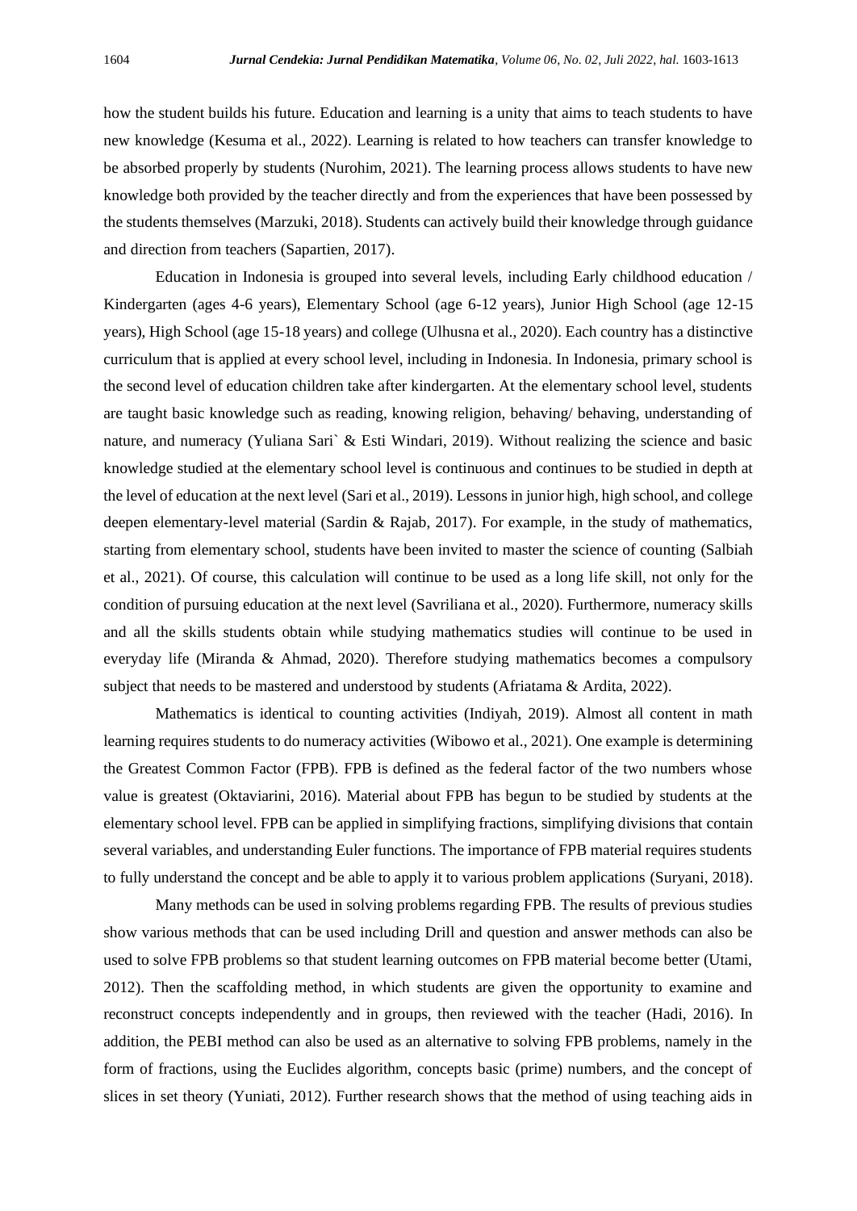how the student builds his future. Education and learning is a unity that aims to teach students to have new knowledge (Kesuma et al., 2022). Learning is related to how teachers can transfer knowledge to be absorbed properly by students (Nurohim, 2021). The learning process allows students to have new knowledge both provided by the teacher directly and from the experiences that have been possessed by the students themselves (Marzuki, 2018). Students can actively build their knowledge through guidance and direction from teachers (Sapartien, 2017).

Education in Indonesia is grouped into several levels, including Early childhood education / Kindergarten (ages 4-6 years), Elementary School (age 6-12 years), Junior High School (age 12-15 years), High School (age 15-18 years) and college (Ulhusna et al., 2020). Each country has a distinctive curriculum that is applied at every school level, including in Indonesia. In Indonesia, primary school is the second level of education children take after kindergarten. At the elementary school level, students are taught basic knowledge such as reading, knowing religion, behaving/ behaving, understanding of nature, and numeracy (Yuliana Sari` & Esti Windari, 2019). Without realizing the science and basic knowledge studied at the elementary school level is continuous and continues to be studied in depth at the level of education at the next level (Sari et al., 2019). Lessons in junior high, high school, and college deepen elementary-level material (Sardin & Rajab, 2017). For example, in the study of mathematics, starting from elementary school, students have been invited to master the science of counting (Salbiah et al., 2021). Of course, this calculation will continue to be used as a long life skill, not only for the condition of pursuing education at the next level (Savriliana et al., 2020). Furthermore, numeracy skills and all the skills students obtain while studying mathematics studies will continue to be used in everyday life (Miranda & Ahmad, 2020). Therefore studying mathematics becomes a compulsory subject that needs to be mastered and understood by students (Afriatama & Ardita, 2022).

Mathematics is identical to counting activities (Indiyah, 2019). Almost all content in math learning requires students to do numeracy activities (Wibowo et al., 2021). One example is determining the Greatest Common Factor (FPB). FPB is defined as the federal factor of the two numbers whose value is greatest (Oktaviarini, 2016). Material about FPB has begun to be studied by students at the elementary school level. FPB can be applied in simplifying fractions, simplifying divisions that contain several variables, and understanding Euler functions. The importance of FPB material requires students to fully understand the concept and be able to apply it to various problem applications (Suryani, 2018).

Many methods can be used in solving problems regarding FPB. The results of previous studies show various methods that can be used including Drill and question and answer methods can also be used to solve FPB problems so that student learning outcomes on FPB material become better (Utami, 2012). Then the scaffolding method, in which students are given the opportunity to examine and reconstruct concepts independently and in groups, then reviewed with the teacher (Hadi, 2016). In addition, the PEBI method can also be used as an alternative to solving FPB problems, namely in the form of fractions, using the Euclides algorithm, concepts basic (prime) numbers, and the concept of slices in set theory (Yuniati, 2012). Further research shows that the method of using teaching aids in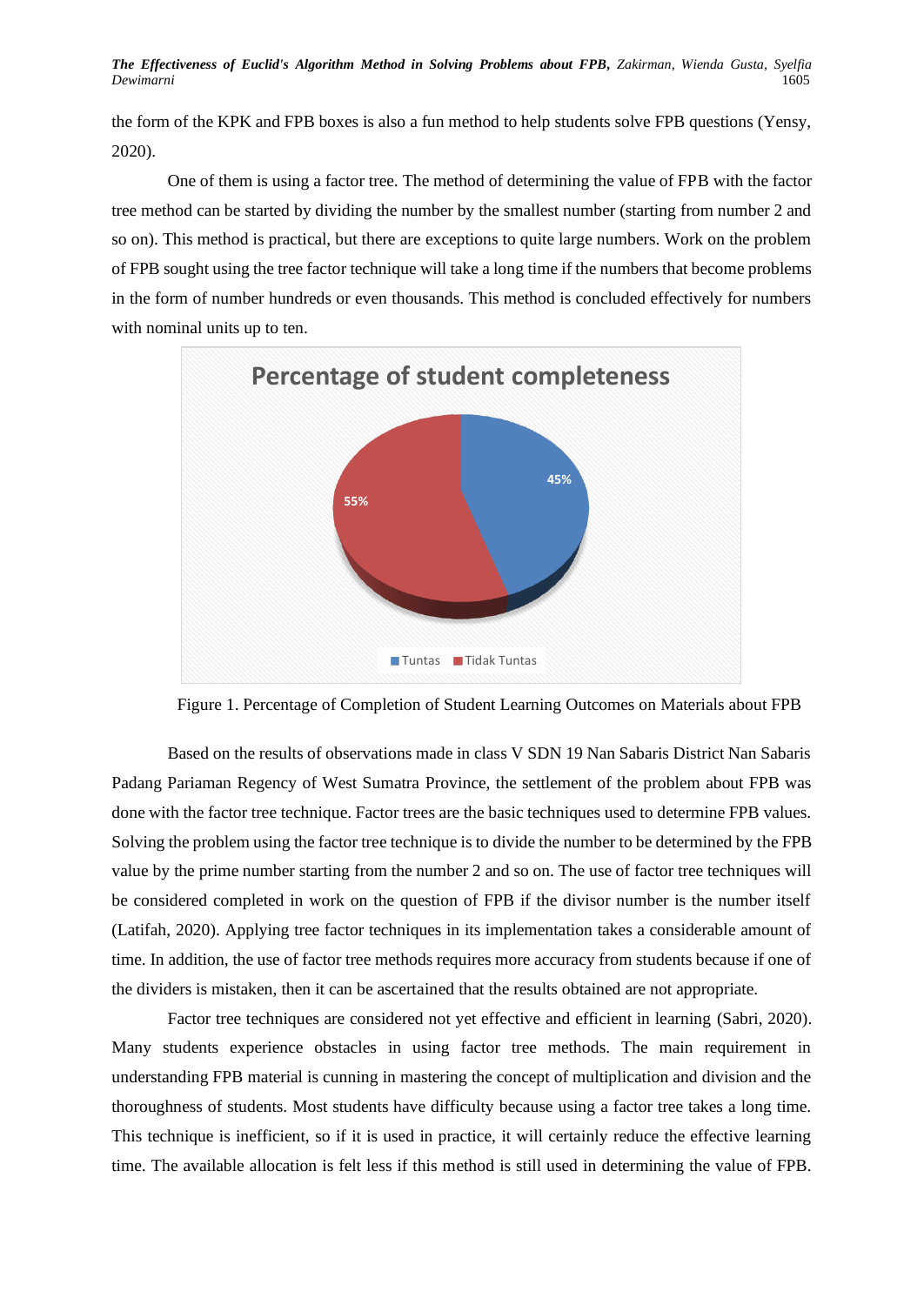the form of the KPK and FPB boxes is also a fun method to help students solve FPB questions (Yensy, 2020).

One of them is using a factor tree. The method of determining the value of FPB with the factor tree method can be started by dividing the number by the smallest number (starting from number 2 and so on). This method is practical, but there are exceptions to quite large numbers. Work on the problem of FPB sought using the tree factor technique will take a long time if the numbers that become problems in the form of number hundreds or even thousands. This method is concluded effectively for numbers with nominal units up to ten.

Figure 1. Percentage of Completion of Student Learning Outcomes on Materials about FPB

Based on the results of observations made in class V SDN 19 Nan Sabaris District Nan Sabaris Padang Pariaman Regency of West Sumatra Province, the settlement of the problem about FPB was done with the factor tree technique. Factor trees are the basic techniques used to determine FPB values. Solving the problem using the factor tree technique is to divide the number to be determined by the FPB value by the prime number starting from the number 2 and so on. The use of factor tree techniques will be considered completed in work on the question of FPB if the divisor number is the number itself (Latifah, 2020). Applying tree factor techniques in its implementation takes a considerable amount of time. In addition, the use of factor tree methods requires more accuracy from students because if one of the dividers is mistaken, then it can be ascertained that the results obtained are not appropriate.

Factor tree techniques are considered not yet effective and efficient in learning (Sabri, 2020). Many students experience obstacles in using factor tree methods. The main requirement in understanding FPB material is cunning in mastering the concept of multiplication and division and the thoroughness of students. Most students have difficulty because using a factor tree takes a long time. This technique is inefficient, so if it is used in practice, it will certainly reduce the effective learning time. The available allocation is felt less if this method is still used in determining the value of FPB.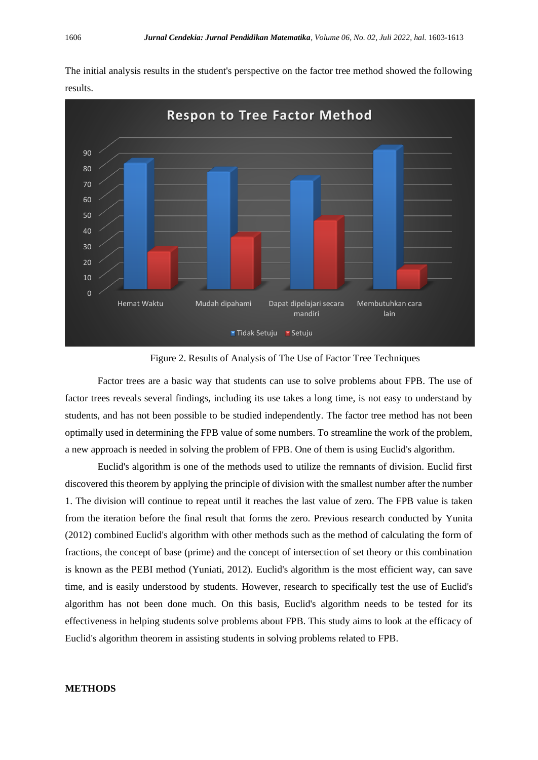The initial analysis results in the student's perspective on the factor tree method showed the following results.

Figure 2. Results of Analysis of The Use of Factor Tree Techniques

Factor trees are a basic way that students can use to solve problems about FPB. The use of factor trees reveals several findings, including its use takes a long time, is not easy to understand by students, and has not been possible to be studied independently. The factor tree method has not been optimally used in determining the FPB value of some numbers. To streamline the work of the problem, a new approach is needed in solving the problem of FPB. One of them is using Euclid's algorithm.

Euclid's algorithm is one of the methods used to utilize the remnants of division. Euclid first discovered this theorem by applying the principle of division with the smallest number after the number 1. The division will continue to repeat until it reaches the last value of zero. The FPB value is taken from the iteration before the final result that forms the zero. Previous research conducted by Yunita (2012) combined Euclid's algorithm with other methods such as the method of calculating the form of fractions, the concept of base (prime) and the concept of intersection of set theory or this combination is known as the PEBI method (Yuniati, 2012). Euclid's algorithm is the most efficient way, can save time, and is easily understood by students. However, research to specifically test the use of Euclid's algorithm has not been done much. On this basis, Euclid's algorithm needs to be tested for its effectiveness in helping students solve problems about FPB. This study aims to look at the efficacy of Euclid's algorithm theorem in assisting students in solving problems related to FPB.

## METHODS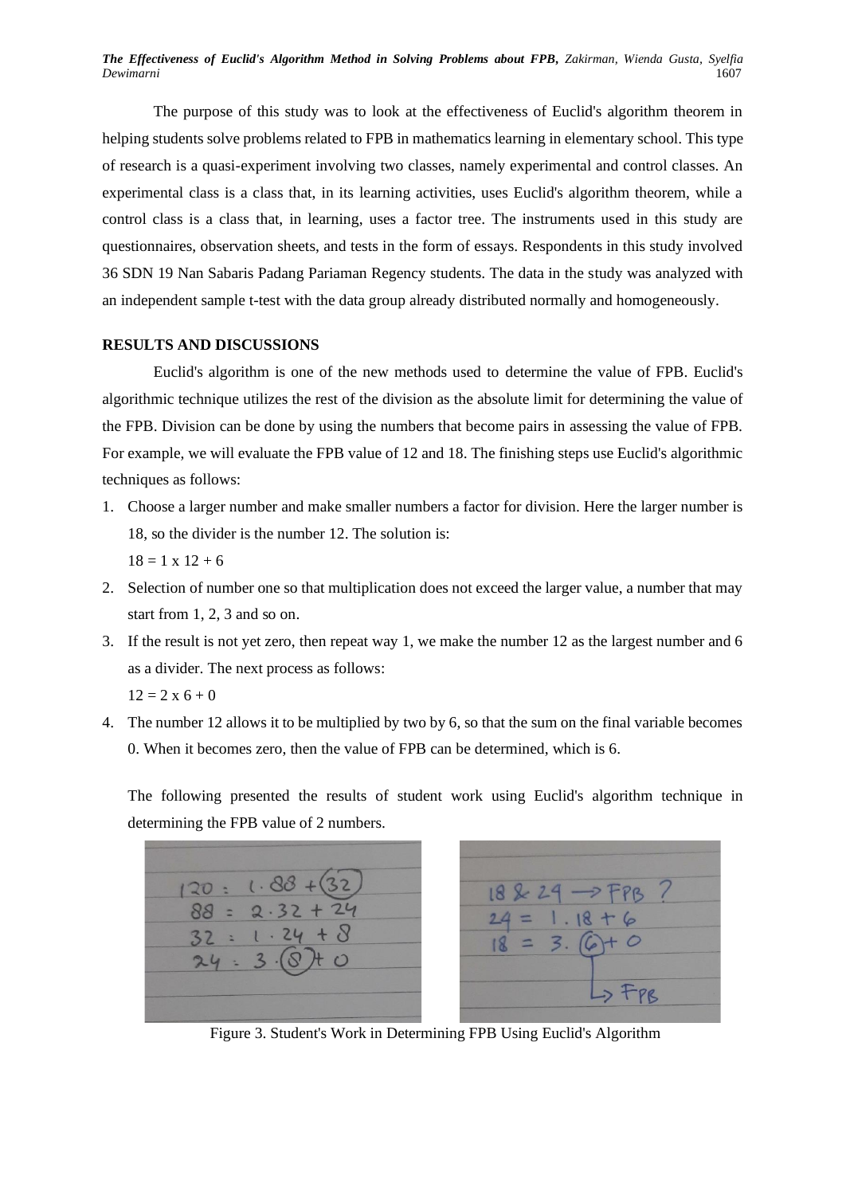The purpose of this study was to look at the effectiveness of Euclid's algorithm theorem in helping students solve problems related to FPB in mathematics learning in elementary school. This type of research is a quasi-experiment involving two classes, namely experimental and control classes. An experimental class is a class that, in its learning activities, uses Euclid's algorithm theorem, while a control class is a class that, in learning, uses a factor tree. The instruments used in this study are questionnaires, observation sheets, and tests in the form of essays. Respondents in this study involved 36 SDN 19 Nan Sabaris Padang Pariaman Regency students. The data in the study was analyzed with an independent sample t-test with the data group already distributed normally and homogeneously.

## RESULTS AND DISCUSSIONS

Euclid's algorithm is one of the new methods used to determine the value of FPB. Euclid's algorithmic technique utilizes the rest of the division as the absolute limit for determining the value of the FPB. Division can be done by using the numbers that become pairs in assessing the value of FPB. For example, we will evaluate the FPB value of 12 and 18. The finishing steps use Euclid's algorithmic techniques as follows:

1. Choose a larger number and make smaller numbers a factor for division. Here the larger number is 18, so the divider is the number 12. The solution is:
   $18 = 1 \times 12 + 6$
2. Selection of number one so that multiplication does not exceed the larger value, a number that may start from 1, 2, 3 and so on.
3. If the result is not yet zero, then repeat way 1, we make the number 12 as the largest number and 6 as a divider. The next process as follows:
   $12 = 2 \times 6 + 0$
4. The number 12 allows it to be multiplied by two by 6, so that the sum on the final variable becomes 0. When it becomes zero, then the value of FPB can be determined, which is 6.

The following presented the results of student work using Euclid's algorithm technique in determining the FPB value of 2 numbers.

$$120 = 1 \cdot 88 + 32$$
$$88 = 2 \cdot 32 + 24$$
$$32 = 1 \cdot 24 + 8$$
$$24 = 3 \cdot 8 + 0$$

18 & 24 → FPB ?

$$24 = 1 \cdot 18 + 6$$
$$18 = 3 \cdot 6 + 0$$

→ FPB

Figure 3. Student's Work in Determining FPB Using Euclid's Algorithm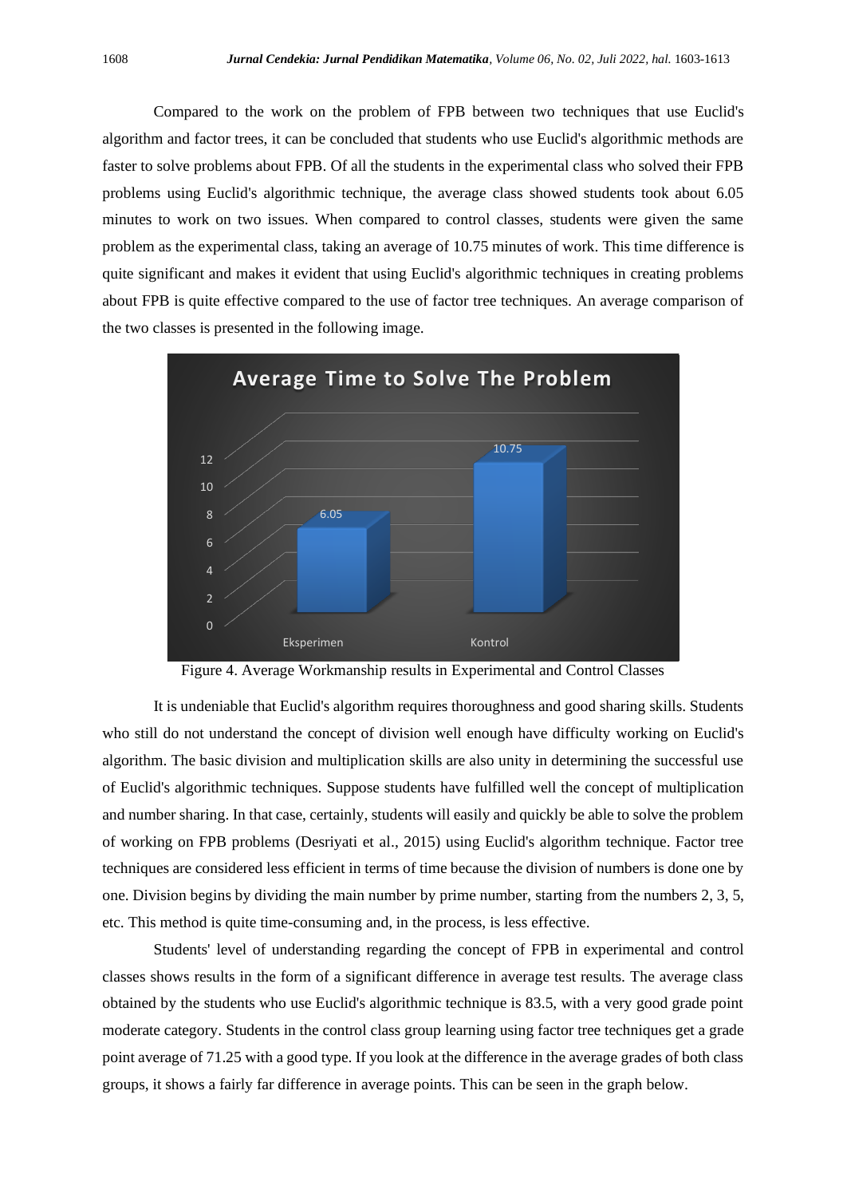Compared to the work on the problem of FPB between two techniques that use Euclid's algorithm and factor trees, it can be concluded that students who use Euclid's algorithmic methods are faster to solve problems about FPB. Of all the students in the experimental class who solved their FPB problems using Euclid's algorithmic technique, the average class showed students took about 6.05 minutes to work on two issues. When compared to control classes, students were given the same problem as the experimental class, taking an average of 10.75 minutes of work. This time difference is quite significant and makes it evident that using Euclid's algorithmic techniques in creating problems about FPB is quite effective compared to the use of factor tree techniques. An average comparison of the two classes is presented in the following image.

Figure 4. Average Workmanship results in Experimental and Control Classes

It is undeniable that Euclid's algorithm requires thoroughness and good sharing skills. Students who still do not understand the concept of division well enough have difficulty working on Euclid's algorithm. The basic division and multiplication skills are also unity in determining the successful use of Euclid's algorithmic techniques. Suppose students have fulfilled well the concept of multiplication and number sharing. In that case, certainly, students will easily and quickly be able to solve the problem of working on FPB problems (Desriyati et al., 2015) using Euclid's algorithm technique. Factor tree techniques are considered less efficient in terms of time because the division of numbers is done one by one. Division begins by dividing the main number by prime number, starting from the numbers 2, 3, 5, etc. This method is quite time-consuming and, in the process, is less effective.

Students' level of understanding regarding the concept of FPB in experimental and control classes shows results in the form of a significant difference in average test results. The average class obtained by the students who use Euclid's algorithmic technique is 83.5, with a very good grade point moderate category. Students in the control class group learning using factor tree techniques get a grade point average of 71.25 with a good type. If you look at the difference in the average grades of both class groups, it shows a fairly far difference in average points. This can be seen in the graph below.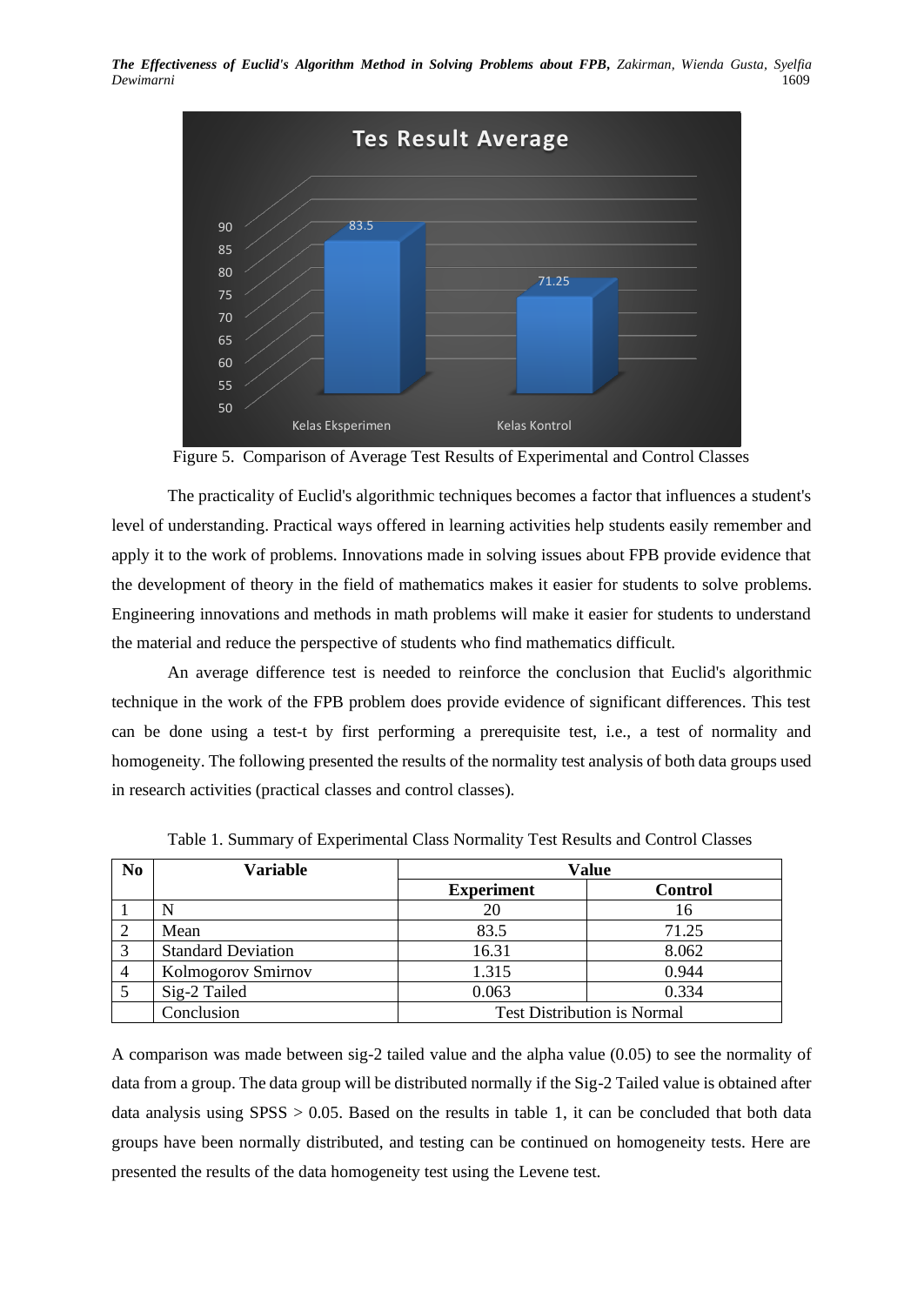Figure 5. Comparison of Average Test Results of Experimental and Control Classes

The practicality of Euclid's algorithmic techniques becomes a factor that influences a student's level of understanding. Practical ways offered in learning activities help students easily remember and apply it to the work of problems. Innovations made in solving issues about FPB provide evidence that the development of theory in the field of mathematics makes it easier for students to solve problems. Engineering innovations and methods in math problems will make it easier for students to understand the material and reduce the perspective of students who find mathematics difficult.

An average difference test is needed to reinforce the conclusion that Euclid's algorithmic technique in the work of the FPB problem does provide evidence of significant differences. This test can be done using a test-t by first performing a prerequisite test, i.e., a test of normality and homogeneity. The following presented the results of the normality test analysis of both data groups used in research activities (practical classes and control classes).

Table 1. Summary of Experimental Class Normality Test Results and Control Classes

| No | Variable | Value | |
|---|---|---|---|
| | | **Experiment** | **Control** |
| 1 | N | 20 | 16 |
| 2 | Mean | 83.5 | 71.25 |
| 3 | Standard Deviation | 16.31 | 8.062 |
| 4 | Kolmogorov Smirnov | 1.315 | 0.944 |
| 5 | Sig-2 Tailed | 0.063 | 0.334 |
| | Conclusion | Test Distribution is Normal | |

A comparison was made between sig-2 tailed value and the alpha value (0.05) to see the normality of data from a group. The data group will be distributed normally if the Sig-2 Tailed value is obtained after data analysis using SPSS > 0.05. Based on the results in table 1, it can be concluded that both data groups have been normally distributed, and testing can be continued on homogeneity tests. Here are presented the results of the data homogeneity test using the Levene test.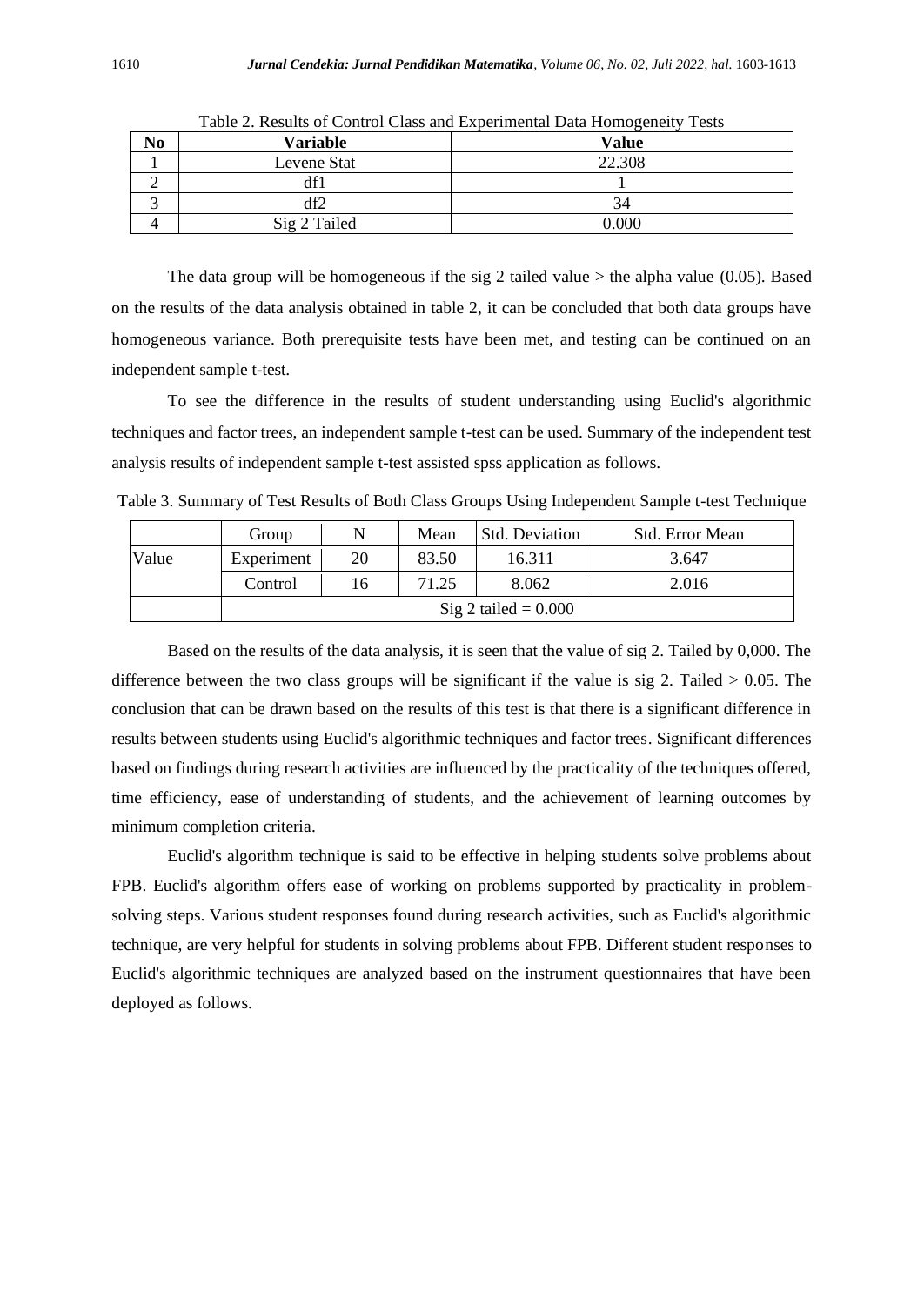Table 2. Results of Control Class and Experimental Data Homogeneity Tests

| No | Variable | Value |
|---|---|---|
| 1 | Levene Stat | 22.308 |
| 2 | df1 | 1 |
| 3 | df2 | 34 |
| 4 | Sig 2 Tailed | 0.000 |

The data group will be homogeneous if the sig 2 tailed value > the alpha value (0.05). Based on the results of the data analysis obtained in table 2, it can be concluded that both data groups have homogeneous variance. Both prerequisite tests have been met, and testing can be continued on an independent sample t-test.

To see the difference in the results of student understanding using Euclid's algorithmic techniques and factor trees, an independent sample t-test can be used. Summary of the independent test analysis results of independent sample t-test assisted spss application as follows.

Table 3. Summary of Test Results of Both Class Groups Using Independent Sample t-test Technique

| | Group | N | Mean | Std. Deviation | Std. Error Mean |
|---|---|---|---|---|---|
| Value | Experiment | 20 | 83.50 | 16.311 | 3.647 |
| | Control | 16 | 71.25 | 8.062 | 2.016 |
| | Sig 2 tailed = 0.000 | | | | |

Based on the results of the data analysis, it is seen that the value of sig 2. Tailed by 0,000. The difference between the two class groups will be significant if the value is sig 2. Tailed > 0.05. The conclusion that can be drawn based on the results of this test is that there is a significant difference in results between students using Euclid's algorithmic techniques and factor trees. Significant differences based on findings during research activities are influenced by the practicality of the techniques offered, time efficiency, ease of understanding of students, and the achievement of learning outcomes by minimum completion criteria.

Euclid's algorithm technique is said to be effective in helping students solve problems about FPB. Euclid's algorithm offers ease of working on problems supported by practicality in problem-solving steps. Various student responses found during research activities, such as Euclid's algorithmic technique, are very helpful for students in solving problems about FPB. Different student responses to Euclid's algorithmic techniques are analyzed based on the instrument questionnaires that have been deployed as follows.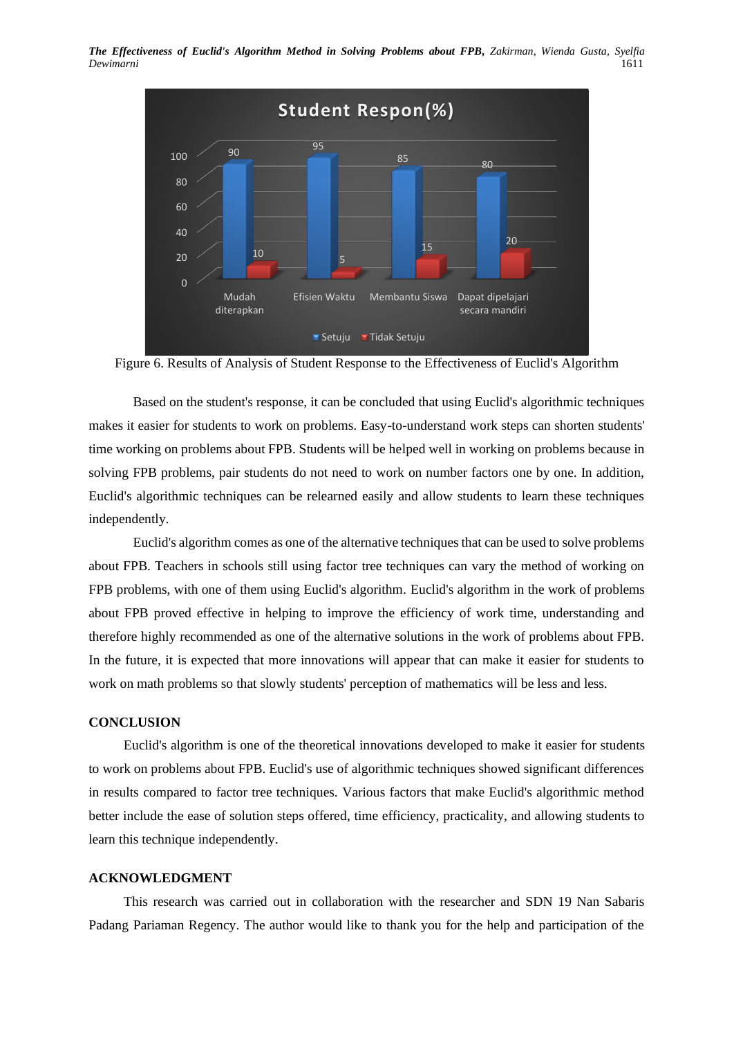Figure 6. Results of Analysis of Student Response to the Effectiveness of Euclid's Algorithm

Based on the student's response, it can be concluded that using Euclid's algorithmic techniques makes it easier for students to work on problems. Easy-to-understand work steps can shorten students' time working on problems about FPB. Students will be helped well in working on problems because in solving FPB problems, pair students do not need to work on number factors one by one. In addition, Euclid's algorithmic techniques can be relearned easily and allow students to learn these techniques independently.

Euclid's algorithm comes as one of the alternative techniques that can be used to solve problems about FPB. Teachers in schools still using factor tree techniques can vary the method of working on FPB problems, with one of them using Euclid's algorithm. Euclid's algorithm in the work of problems about FPB proved effective in helping to improve the efficiency of work time, understanding and therefore highly recommended as one of the alternative solutions in the work of problems about FPB. In the future, it is expected that more innovations will appear that can make it easier for students to work on math problems so that slowly students' perception of mathematics will be less and less.

## CONCLUSION

Euclid's algorithm is one of the theoretical innovations developed to make it easier for students to work on problems about FPB. Euclid's use of algorithmic techniques showed significant differences in results compared to factor tree techniques. Various factors that make Euclid's algorithmic method better include the ease of solution steps offered, time efficiency, practicality, and allowing students to learn this technique independently.

## ACKNOWLEDGMENT

This research was carried out in collaboration with the researcher and SDN 19 Nan Sabaris Padang Pariaman Regency. The author would like to thank you for the help and participation of the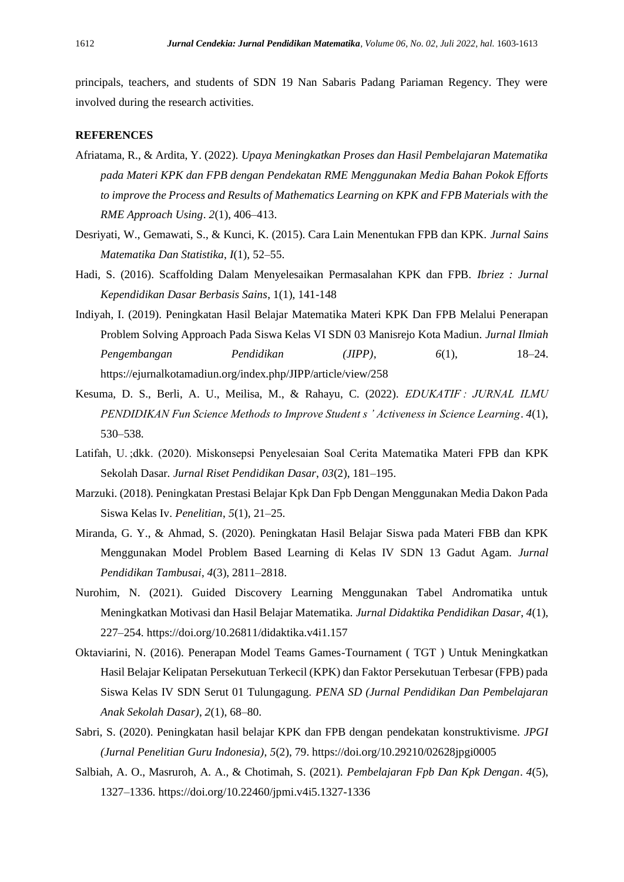principals, teachers, and students of SDN 19 Nan Sabaris Padang Pariaman Regency. They were involved during the research activities.

## REFERENCES

Afriatama, R., & Ardita, Y. (2022). *Upaya Meningkatkan Proses dan Hasil Pembelajaran Matematika pada Materi KPK dan FPB dengan Pendekatan RME Menggunakan Media Bahan Pokok Efforts to improve the Process and Results of Mathematics Learning on KPK and FPB Materials with the RME Approach Using*. *2*(1), 406–413.

Desriyati, W., Gemawati, S., & Kunci, K. (2015). Cara Lain Menentukan FPB dan KPK. *Jurnal Sains Matematika Dan Statistika*, *I*(1), 52–55.

Hadi, S. (2016). Scaffolding Dalam Menyelesaikan Permasalahan KPK dan FPB. *Ibriez : Jurnal Kependidikan Dasar Berbasis Sains*, 1(1), 141-148

Indiyah, I. (2019). Peningkatan Hasil Belajar Matematika Materi KPK Dan FPB Melalui Penerapan Problem Solving Approach Pada Siswa Kelas VI SDN 03 Manisrejo Kota Madiun. *Jurnal Ilmiah Pengembangan Pendidikan (JIPP)*, *6*(1), 18–24. https://ejurnalkotamadiun.org/index.php/JIPP/article/view/258

Kesuma, D. S., Berli, A. U., Meilisa, M., & Rahayu, C. (2022). *EDUKATIF : JURNAL ILMU PENDIDIKAN Fun Science Methods to Improve Student s ' Activeness in Science Learning*. *4*(1), 530–538.

Latifah, U. ;dkk. (2020). Miskonsepsi Penyelesaian Soal Cerita Matematika Materi FPB dan KPK Sekolah Dasar. *Jurnal Riset Pendidikan Dasar*, *03*(2), 181–195.

Marzuki. (2018). Peningkatan Prestasi Belajar Kpk Dan Fpb Dengan Menggunakan Media Dakon Pada Siswa Kelas Iv. *Penelitian*, *5*(1), 21–25.

Miranda, G. Y., & Ahmad, S. (2020). Peningkatan Hasil Belajar Siswa pada Materi FBB dan KPK Menggunakan Model Problem Based Learning di Kelas IV SDN 13 Gadut Agam. *Jurnal Pendidikan Tambusai*, *4*(3), 2811–2818.

Nurohim, N. (2021). Guided Discovery Learning Menggunakan Tabel Andromatika untuk Meningkatkan Motivasi dan Hasil Belajar Matematika. *Jurnal Didaktika Pendidikan Dasar*, *4*(1), 227–254. https://doi.org/10.26811/didaktika.v4i1.157

Oktaviarini, N. (2016). Penerapan Model Teams Games-Tournament ( TGT ) Untuk Meningkatkan Hasil Belajar Kelipatan Persekutuan Terkecil (KPK) dan Faktor Persekutuan Terbesar (FPB) pada Siswa Kelas IV SDN Serut 01 Tulungagung. *PENA SD (Jurnal Pendidikan Dan Pembelajaran Anak Sekolah Dasar)*, *2*(1), 68–80.

Sabri, S. (2020). Peningkatan hasil belajar KPK dan FPB dengan pendekatan konstruktivisme. *JPGI (Jurnal Penelitian Guru Indonesia)*, *5*(2), 79. https://doi.org/10.29210/02628jpgi0005

Salbiah, A. O., Masruroh, A. A., & Chotimah, S. (2021). *Pembelajaran Fpb Dan Kpk Dengan*. *4*(5), 1327–1336. https://doi.org/10.22460/jpmi.v4i5.1327-1336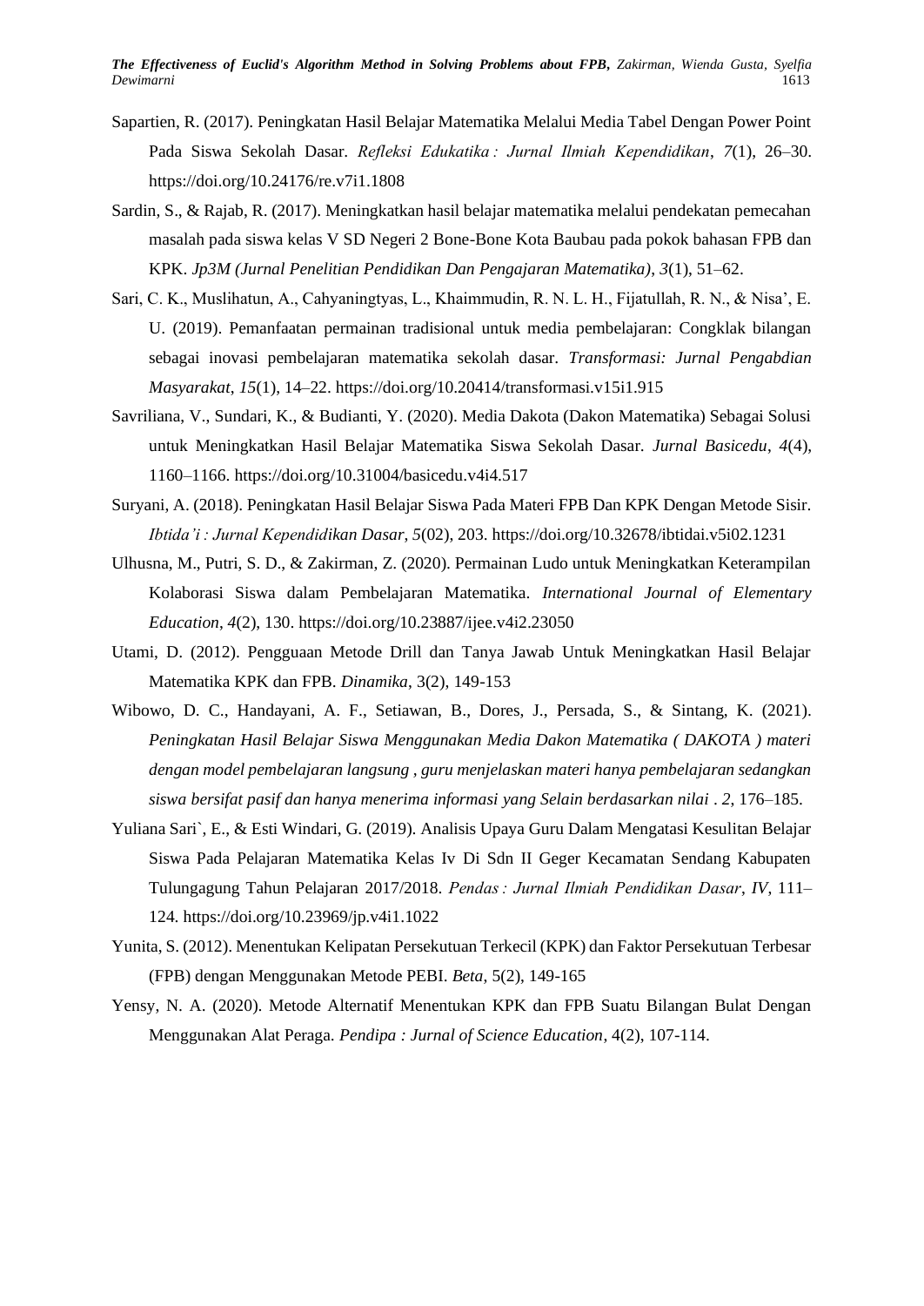Sapartien, R. (2017). Peningkatan Hasil Belajar Matematika Melalui Media Tabel Dengan Power Point Pada Siswa Sekolah Dasar. *Refleksi Edukatika : Jurnal Ilmiah Kependidikan*, *7*(1), 26–30. https://doi.org/10.24176/re.v7i1.1808

Sardin, S., & Rajab, R. (2017). Meningkatkan hasil belajar matematika melalui pendekatan pemecahan masalah pada siswa kelas V SD Negeri 2 Bone-Bone Kota Baubau pada pokok bahasan FPB dan KPK. *Jp3M (Jurnal Penelitian Pendidikan Dan Pengajaran Matematika)*, *3*(1), 51–62.

Sari, C. K., Muslihatun, A., Cahyaningtyas, L., Khaimmudin, R. N. L. H., Fijatullah, R. N., & Nisa', E. U. (2019). Pemanfaatan permainan tradisional untuk media pembelajaran: Congklak bilangan sebagai inovasi pembelajaran matematika sekolah dasar. *Transformasi: Jurnal Pengabdian Masyarakat*, *15*(1), 14–22. https://doi.org/10.20414/transformasi.v15i1.915

Savriliana, V., Sundari, K., & Budianti, Y. (2020). Media Dakota (Dakon Matematika) Sebagai Solusi untuk Meningkatkan Hasil Belajar Matematika Siswa Sekolah Dasar. *Jurnal Basicedu*, *4*(4), 1160–1166. https://doi.org/10.31004/basicedu.v4i4.517

Suryani, A. (2018). Peningkatan Hasil Belajar Siswa Pada Materi FPB Dan KPK Dengan Metode Sisir. *Ibtida'i : Jurnal Kependidikan Dasar*, *5*(02), 203. https://doi.org/10.32678/ibtidai.v5i02.1231

Ulhusna, M., Putri, S. D., & Zakirman, Z. (2020). Permainan Ludo untuk Meningkatkan Keterampilan Kolaborasi Siswa dalam Pembelajaran Matematika. *International Journal of Elementary Education*, *4*(2), 130. https://doi.org/10.23887/ijee.v4i2.23050

Utami, D. (2012). Pengguaan Metode Drill dan Tanya Jawab Untuk Meningkatkan Hasil Belajar Matematika KPK dan FPB. *Dinamika*, 3(2), 149-153

Wibowo, D. C., Handayani, A. F., Setiawan, B., Dores, J., Persada, S., & Sintang, K. (2021). *Peningkatan Hasil Belajar Siswa Menggunakan Media Dakon Matematika ( DAKOTA ) materi dengan model pembelajaran langsung , guru menjelaskan materi hanya pembelajaran sedangkan siswa bersifat pasif dan hanya menerima informasi yang Selain berdasarkan nilai* . *2*, 176–185.

Yuliana Sari`, E., & Esti Windari, G. (2019). Analisis Upaya Guru Dalam Mengatasi Kesulitan Belajar Siswa Pada Pelajaran Matematika Kelas Iv Di Sdn II Geger Kecamatan Sendang Kabupaten Tulungagung Tahun Pelajaran 2017/2018. *Pendas : Jurnal Ilmiah Pendidikan Dasar*, *IV*, 111–124. https://doi.org/10.23969/jp.v4i1.1022

Yunita, S. (2012). Menentukan Kelipatan Persekutuan Terkecil (KPK) dan Faktor Persekutuan Terbesar (FPB) dengan Menggunakan Metode PEBI. *Beta*, 5(2), 149-165

Yensy, N. A. (2020). Metode Alternatif Menentukan KPK dan FPB Suatu Bilangan Bulat Dengan Menggunakan Alat Peraga. *Pendipa : Jurnal of Science Education*, 4(2), 107-114.